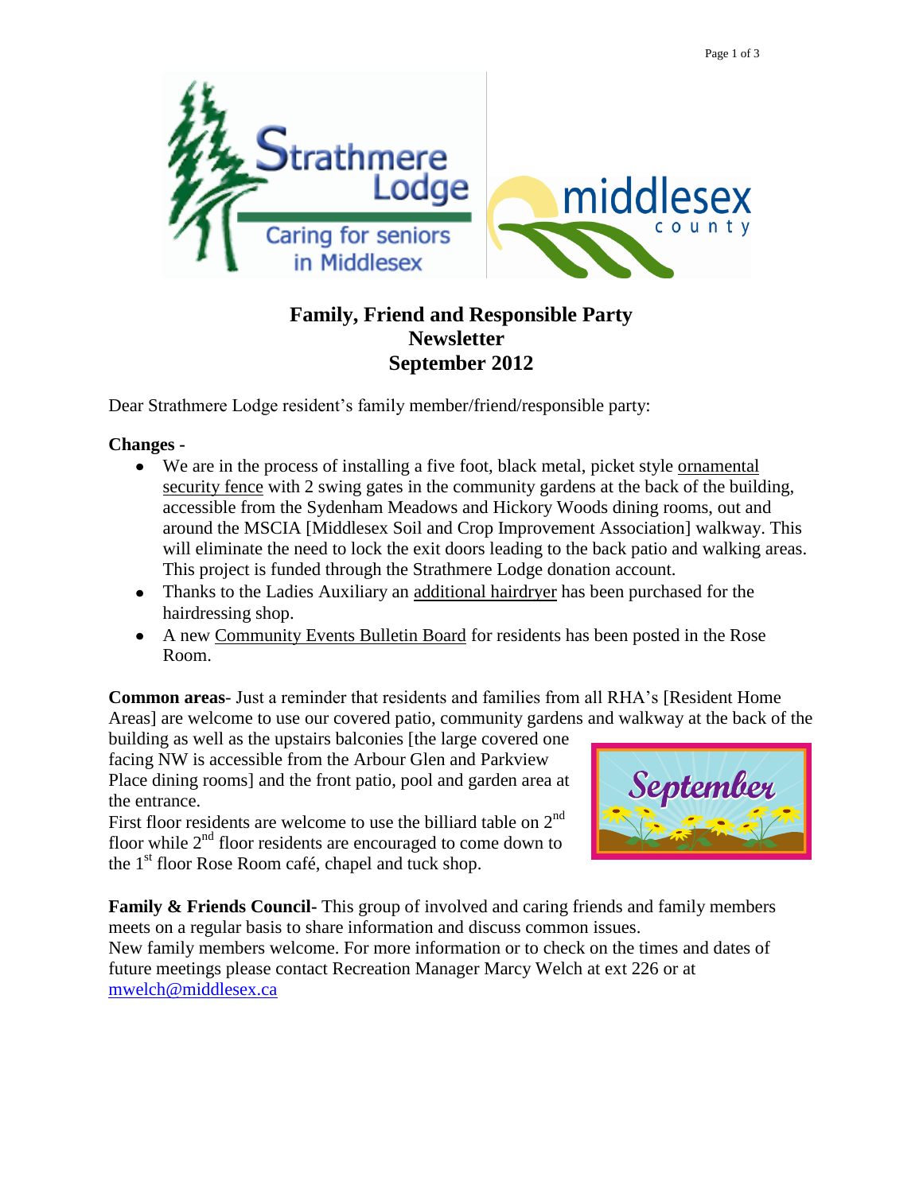# Family, Friend and Responsible Party Newsletter September 2012

Dear Strathmere Lodge resident's family member/friend/responsible party:

**Changes -**

- We are in the process of installing a five foot, black metal, picket style ornamental security fence with 2 swing gates in the community gardens at the back of the building, accessible from the Sydenham Meadows and Hickory Woods dining rooms, out and around the MSCIA [Middlesex Soil and Crop Improvement Association] walkway. This will eliminate the need to lock the exit doors leading to the back patio and walking areas. This project is funded through the Strathmere Lodge donation account.
- Thanks to the Ladies Auxiliary an additional hairdryer has been purchased for the hairdressing shop.
- A new Community Events Bulletin Board for residents has been posted in the Rose Room.

**Common areas**- Just a reminder that residents and families from all RHA's [Resident Home Areas] are welcome to use our covered patio, community gardens and walkway at the back of the building as well as the upstairs balconies [the large covered one facing NW is accessible from the Arbour Glen and Parkview Place dining rooms] and the front patio, pool and garden area at the entrance.

First floor residents are welcome to use the billiard table on 2nd floor while 2nd floor residents are encouraged to come down to the 1st floor Rose Room café, chapel and tuck shop.

**Family & Friends Council-** This group of involved and caring friends and family members meets on a regular basis to share information and discuss common issues.

New family members welcome. For more information or to check on the times and dates of future meetings please contact Recreation Manager Marcy Welch at ext 226 or at mwelch@middlesex.ca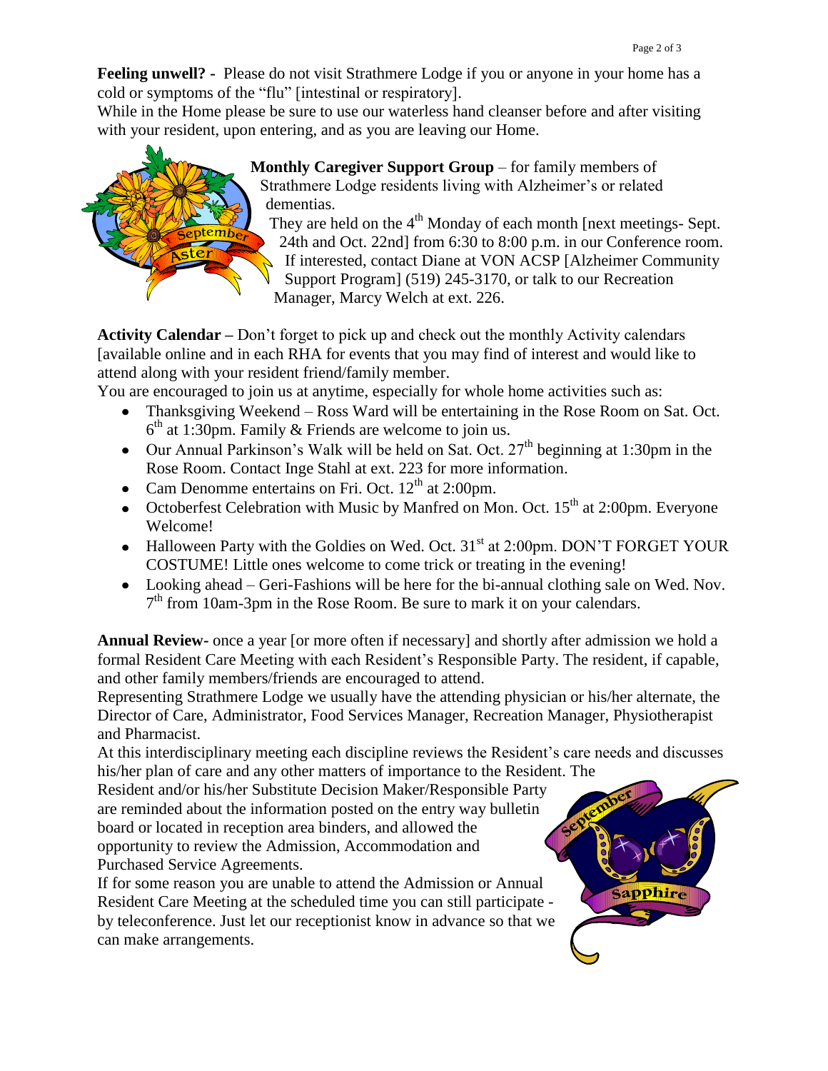**Feeling unwell? -** Please do not visit Strathmere Lodge if you or anyone in your home has a cold or symptoms of the "flu" [intestinal or respiratory].

While in the Home please be sure to use our waterless hand cleanser before and after visiting with your resident, upon entering, and as you are leaving our Home.

**Monthly Caregiver Support Group** – for family members of Strathmere Lodge residents living with Alzheimer's or related dementias.

They are held on the 4th Monday of each month [next meetings- Sept. 24th and Oct. 22nd] from 6:30 to 8:00 p.m. in our Conference room. If interested, contact Diane at VON ACSP [Alzheimer Community Support Program] (519) 245-3170, or talk to our Recreation Manager, Marcy Welch at ext. 226.

**Activity Calendar –** Don't forget to pick up and check out the monthly Activity calendars [available online and in each RHA for events that you may find of interest and would like to attend along with your resident friend/family member.

You are encouraged to join us at anytime, especially for whole home activities such as:

- Thanksgiving Weekend – Ross Ward will be entertaining in the Rose Room on Sat. Oct. 6th at 1:30pm. Family & Friends are welcome to join us.
- Our Annual Parkinson's Walk will be held on Sat. Oct. 27th beginning at 1:30pm in the Rose Room. Contact Inge Stahl at ext. 223 for more information.
- Cam Denomme entertains on Fri. Oct. 12th at 2:00pm.
- Octoberfest Celebration with Music by Manfred on Mon. Oct. 15th at 2:00pm. Everyone Welcome!
- Halloween Party with the Goldies on Wed. Oct. 31st at 2:00pm. DON'T FORGET YOUR COSTUME! Little ones welcome to come trick or treating in the evening!
- Looking ahead – Geri-Fashions will be here for the bi-annual clothing sale on Wed. Nov. 7th from 10am-3pm in the Rose Room. Be sure to mark it on your calendars.

**Annual Review-** once a year [or more often if necessary] and shortly after admission we hold a formal Resident Care Meeting with each Resident's Responsible Party. The resident, if capable, and other family members/friends are encouraged to attend.

Representing Strathmere Lodge we usually have the attending physician or his/her alternate, the Director of Care, Administrator, Food Services Manager, Recreation Manager, Physiotherapist and Pharmacist.

At this interdisciplinary meeting each discipline reviews the Resident's care needs and discusses his/her plan of care and any other matters of importance to the Resident. The Resident and/or his/her Substitute Decision Maker/Responsible Party are reminded about the information posted on the entry way bulletin board or located in reception area binders, and allowed the opportunity to review the Admission, Accommodation and Purchased Service Agreements.

If for some reason you are unable to attend the Admission or Annual Resident Care Meeting at the scheduled time you can still participate - by teleconference. Just let our receptionist know in advance so that we can make arrangements.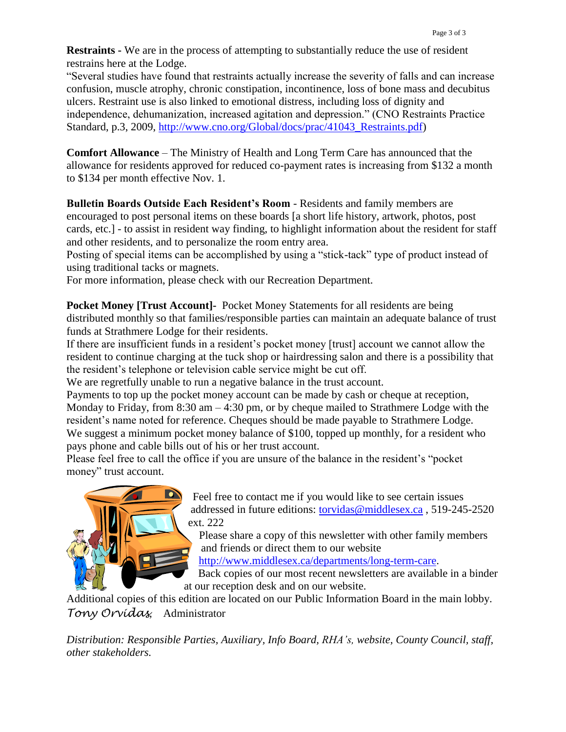**Restraints -** We are in the process of attempting to substantially reduce the use of resident restrains here at the Lodge.
"Several studies have found that restraints actually increase the severity of falls and can increase confusion, muscle atrophy, chronic constipation, incontinence, loss of bone mass and decubitus ulcers. Restraint use is also linked to emotional distress, including loss of dignity and independence, dehumanization, increased agitation and depression." (CNO Restraints Practice Standard, p.3, 2009, http://www.cno.org/Global/docs/prac/41043_Restraints.pdf)

**Comfort Allowance** – The Ministry of Health and Long Term Care has announced that the allowance for residents approved for reduced co-payment rates is increasing from $132 a month to $134 per month effective Nov. 1.

**Bulletin Boards Outside Each Resident's Room** - Residents and family members are encouraged to post personal items on these boards [a short life history, artwork, photos, post cards, etc.] - to assist in resident way finding, to highlight information about the resident for staff and other residents, and to personalize the room entry area.
Posting of special items can be accomplished by using a "stick-tack" type of product instead of using traditional tacks or magnets.
For more information, please check with our Recreation Department.

**Pocket Money [Trust Account]-** Pocket Money Statements for all residents are being distributed monthly so that families/responsible parties can maintain an adequate balance of trust funds at Strathmere Lodge for their residents.
If there are insufficient funds in a resident's pocket money [trust] account we cannot allow the resident to continue charging at the tuck shop or hairdressing salon and there is a possibility that the resident's telephone or television cable service might be cut off.
We are regretfully unable to run a negative balance in the trust account.
Payments to top up the pocket money account can be made by cash or cheque at reception, Monday to Friday, from 8:30 am – 4:30 pm, or by cheque mailed to Strathmere Lodge with the resident's name noted for reference. Cheques should be made payable to Strathmere Lodge.
We suggest a minimum pocket money balance of $100, topped up monthly, for a resident who pays phone and cable bills out of his or her trust account.
Please feel free to call the office if you are unsure of the balance in the resident's "pocket money" trust account.

Feel free to contact me if you would like to see certain issues addressed in future editions: torvidas@middlesex.ca , 519-245-2520 ext. 222
Please share a copy of this newsletter with other family members and friends or direct them to our website http://www.middlesex.ca/departments/long-term-care.
Back copies of our most recent newsletters are available in a binder at our reception desk and on our website.
Additional copies of this edition are located on our Public Information Board in the main lobby.
*Tony Orvidas,* Administrator

*Distribution: Responsible Parties, Auxiliary, Info Board, RHA's, website, County Council, staff, other stakeholders.*